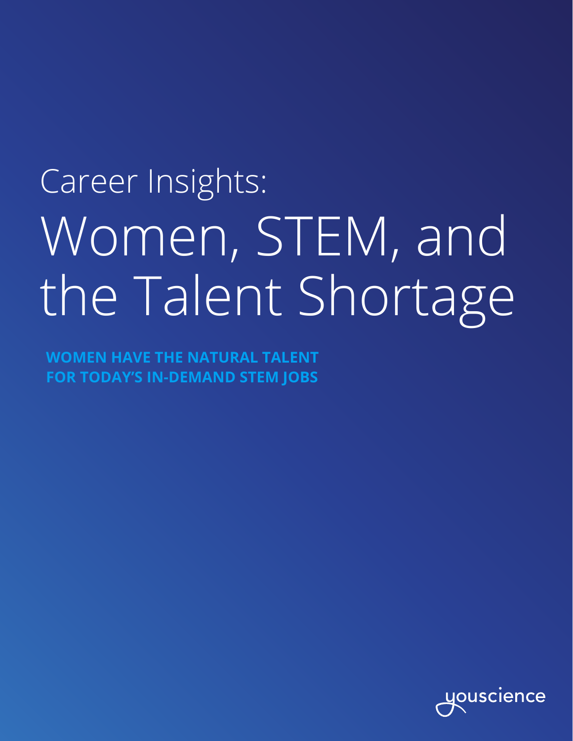Career Insights:

# Women, STEM, and the Talent Shortage

**WOMEN HAVE THE NATURAL TALENT FOR TODAY'S IN-DEMAND STEM JOBS**

youscience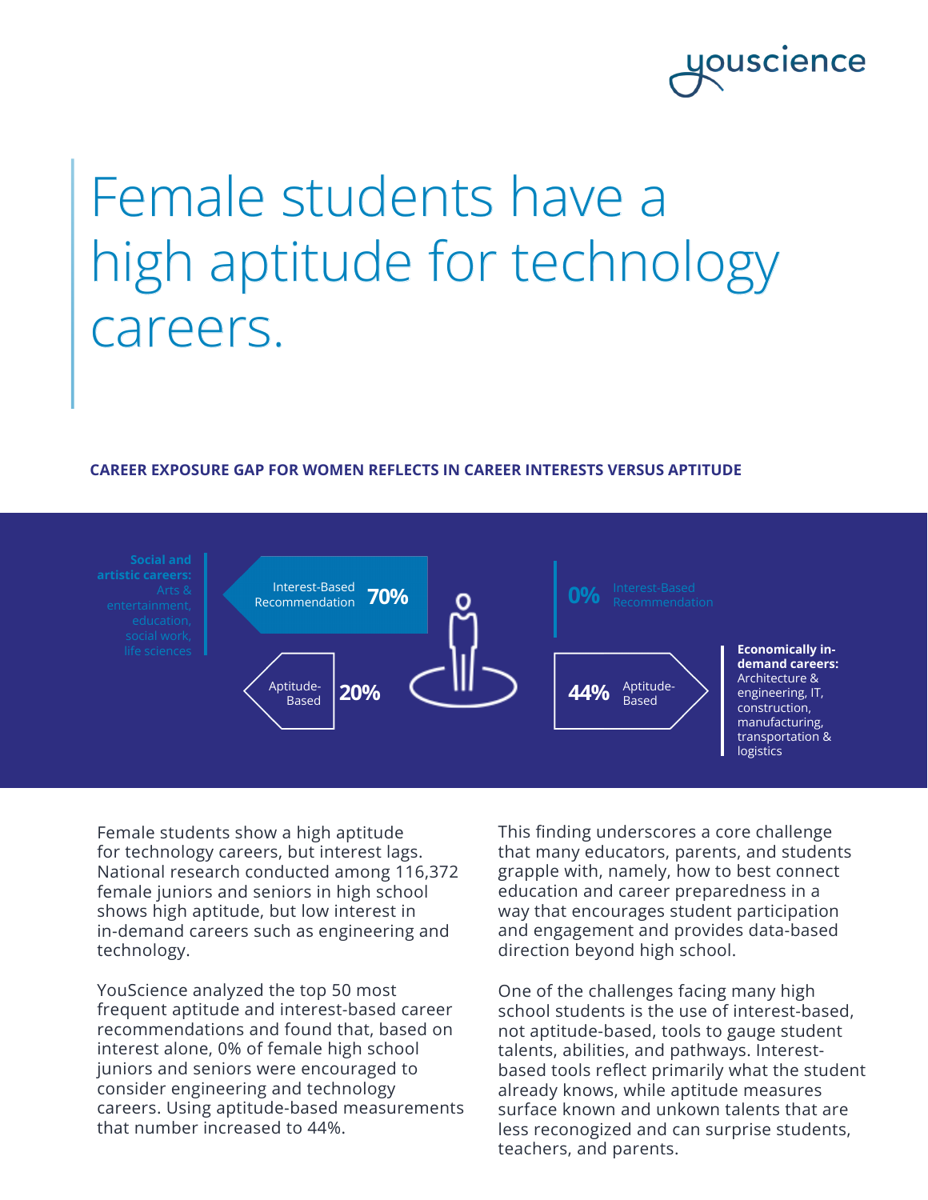# Female students have a high aptitude for technology careers.

**CAREER EXPOSURE GAP FOR WOMEN REFLECTS IN CAREER INTERESTS VERSUS APTITUDE**

**Social and artistic careers:** Arts & entertainment, education, social work, life sciences

Interest-Based Recommendation **70%**

Aptitude-Based **20%**

**0%** Interest-Based Recommendation

**44%** Aptitude-Based

**Economically in-demand careers:** Architecture & engineering, IT, construction, manufacturing, transportation & logistics

Female students show a high aptitude for technology careers, but interest lags. National research conducted among 116,372 female juniors and seniors in high school shows high aptitude, but low interest in in-demand careers such as engineering and technology.

YouScience analyzed the top 50 most frequent aptitude and interest-based career recommendations and found that, based on interest alone, 0% of female high school juniors and seniors were encouraged to consider engineering and technology careers. Using aptitude-based measurements that number increased to 44%.

This finding underscores a core challenge that many educators, parents, and students grapple with, namely, how to best connect education and career preparedness in a way that encourages student participation and engagement and provides data-based direction beyond high school.

One of the challenges facing many high school students is the use of interest-based, not aptitude-based, tools to gauge student talents, abilities, and pathways. Interest-based tools reflect primarily what the student already knows, while aptitude measures surface known and unkown talents that are less reconogized and can surprise students, teachers, and parents.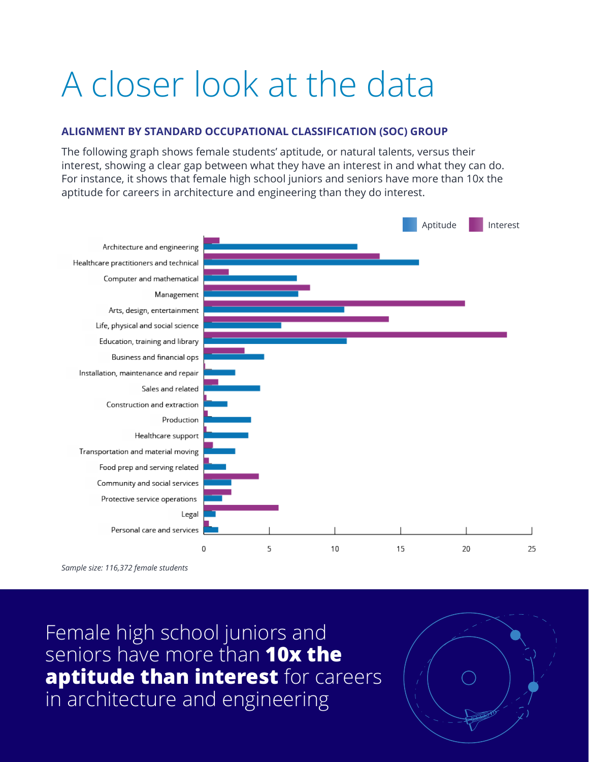# A closer look at the data

### ALIGNMENT BY STANDARD OCCUPATIONAL CLASSIFICATION (SOC) GROUP

The following graph shows female students' aptitude, or natural talents, versus their interest, showing a clear gap between what they have an interest in and what they can do. For instance, it shows that female high school juniors and seniors have more than 10x the aptitude for careers in architecture and engineering than they do interest.

Aptitude | Interest

Architecture and engineering
Healthcare practitioners and technical
Computer and mathematical
Management
Arts, design, entertainment
Life, physical and social science
Education, training and library
Business and financial ops
Installation, maintenance and repair
Sales and related
Construction and extraction
Production
Healthcare support
Transportation and material moving
Food prep and serving related
Community and social services
Protective service operations
Legal
Personal care and services

0 5 10 15 20 25

*Sample size: 116,372 female students*

Female high school juniors and seniors have more than **10x the aptitude than interest** for careers in architecture and engineering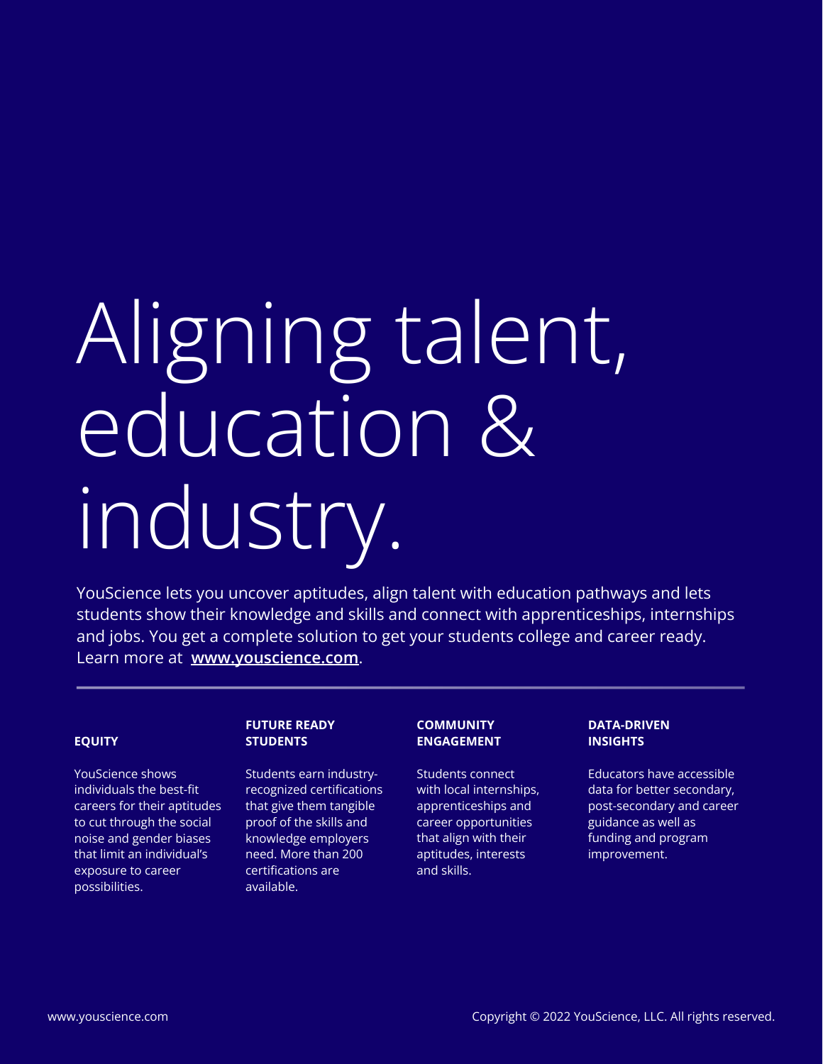# Aligning talent, education & industry.

YouScience lets you uncover aptitudes, align talent with education pathways and lets students show their knowledge and skills and connect with apprenticeships, internships and jobs. You get a complete solution to get your students college and career ready. Learn more at **www.youscience.com**.

---

**EQUITY**

YouScience shows individuals the best-fit careers for their aptitudes to cut through the social noise and gender biases that limit an individual's exposure to career possibilities.

**FUTURE READY STUDENTS**

Students earn industry-recognized certifications that give them tangible proof of the skills and knowledge employers need. More than 200 certifications are available.

**COMMUNITY ENGAGEMENT**

Students connect with local internships, apprenticeships and career opportunities that align with their aptitudes, interests and skills.

**DATA-DRIVEN INSIGHTS**

Educators have accessible data for better secondary, post-secondary and career guidance as well as funding and program improvement.

www.youscience.com

Copyright © 2022 YouScience, LLC. All rights reserved.